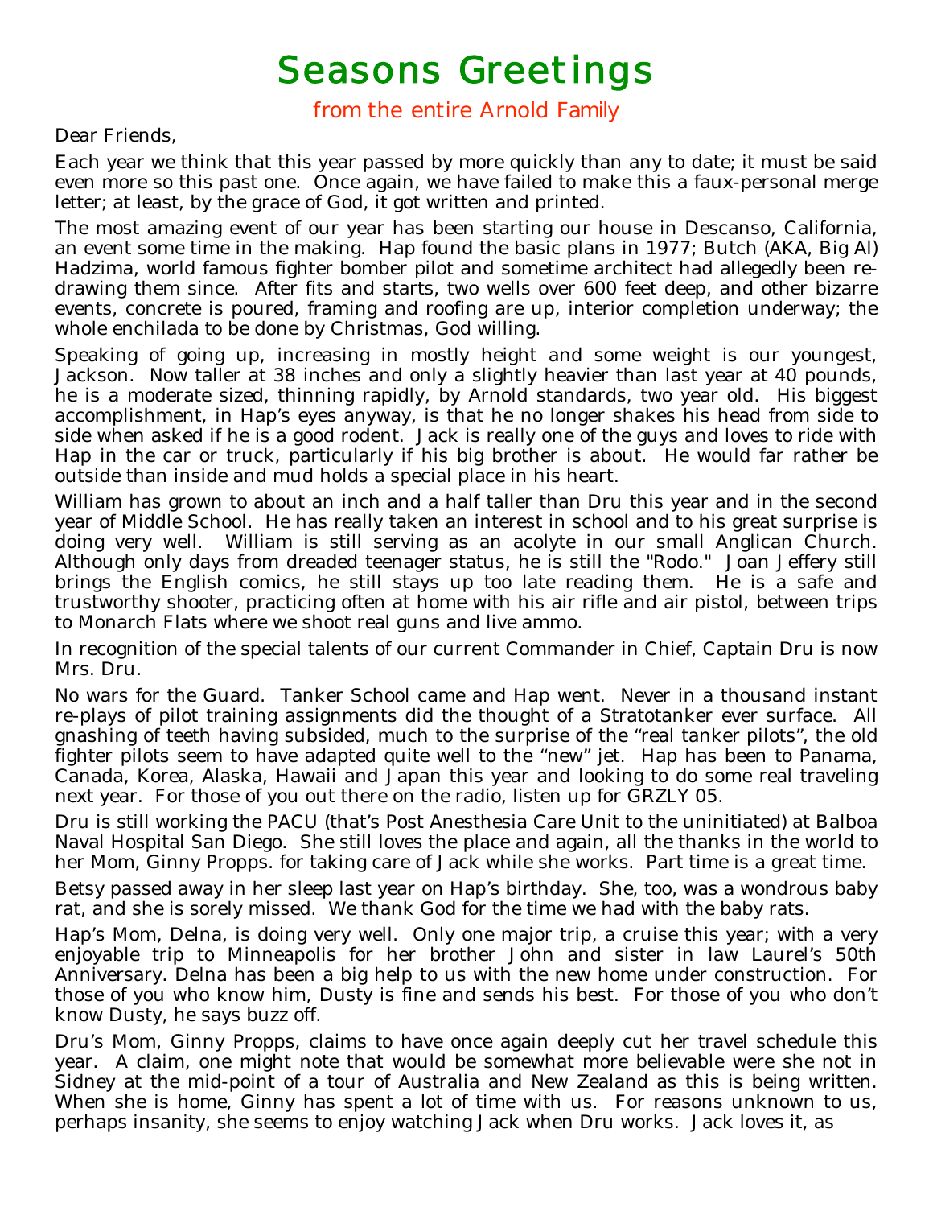# Seasons Greetings

## from the entire Arnold Family

Dear Friends,

Each year we think that this year passed by more quickly than any to date; it must be said even more so this past one. Once again, we have failed to make this a faux-personal merge letter; at least, by the grace of God, it got written and printed.

The most amazing event of our year has been starting our house in Descanso, California, an event some time in the making. Hap found the basic plans in 1977; Butch (AKA, Big Al) Hadzima, world famous fighter bomber pilot and sometime architect had allegedly been re-drawing them since. After fits and starts, two wells over 600 feet deep, and other bizarre events, concrete is poured, framing and roofing are up, interior completion underway; the whole enchilada to be done by Christmas, God willing.

Speaking of going up, increasing in mostly height and some weight is our youngest, Jackson. Now taller at 38 inches and only a slightly heavier than last year at 40 pounds, he is a moderate sized, thinning rapidly, by Arnold standards, two year old. His biggest accomplishment, in Hap's eyes anyway, is that he no longer shakes his head from side to side when asked if he is a good rodent. Jack is really one of the guys and loves to ride with Hap in the car or truck, particularly if his big brother is about. He would far rather be outside than inside and mud holds a special place in his heart.

William has grown to about an inch and a half taller than Dru this year and in the second year of Middle School. He has really taken an interest in school and to his great surprise is doing very well. William is still serving as an acolyte in our small Anglican Church. Although only days from dreaded teenager status, he is still the "Rodo." Joan Jeffery still brings the English comics, he still stays up too late reading them. He is a safe and trustworthy shooter, practicing often at home with his air rifle and air pistol, between trips to Monarch Flats where we shoot real guns and live ammo.

In recognition of the special talents of our current Commander in Chief, Captain Dru is now Mrs. Dru.

No wars for the Guard. Tanker School came and Hap went. Never in a thousand instant re-plays of pilot training assignments did the thought of a Stratotanker ever surface. All gnashing of teeth having subsided, much to the surprise of the "real tanker pilots", the old fighter pilots seem to have adapted quite well to the "new" jet. Hap has been to Panama, Canada, Korea, Alaska, Hawaii and Japan this year and looking to do some real traveling next year. For those of you out there on the radio, listen up for GRZLY 05.

Dru is still working the PACU (that's Post Anesthesia Care Unit to the uninitiated) at Balboa Naval Hospital San Diego. She still loves the place and again, all the thanks in the world to her Mom, Ginny Propps. for taking care of Jack while she works. Part time is a great time.

Betsy passed away in her sleep last year on Hap's birthday. She, too, was a wondrous baby rat, and she is sorely missed. We thank God for the time we had with the baby rats.

Hap's Mom, Delna, is doing very well. Only one major trip, a cruise this year; with a very enjoyable trip to Minneapolis for her brother John and sister in law Laurel's 50th Anniversary. Delna has been a big help to us with the new home under construction. For those of you who know him, Dusty is fine and sends his best. For those of you who don't know Dusty, he says buzz off.

Dru's Mom, Ginny Propps, claims to have once again deeply cut her travel schedule this year. A claim, one might note that would be somewhat more believable were she not in Sidney at the mid-point of a tour of Australia and New Zealand as this is being written. When she is home, Ginny has spent a lot of time with us. For reasons unknown to us, perhaps insanity, she seems to enjoy watching Jack when Dru works. Jack loves it, as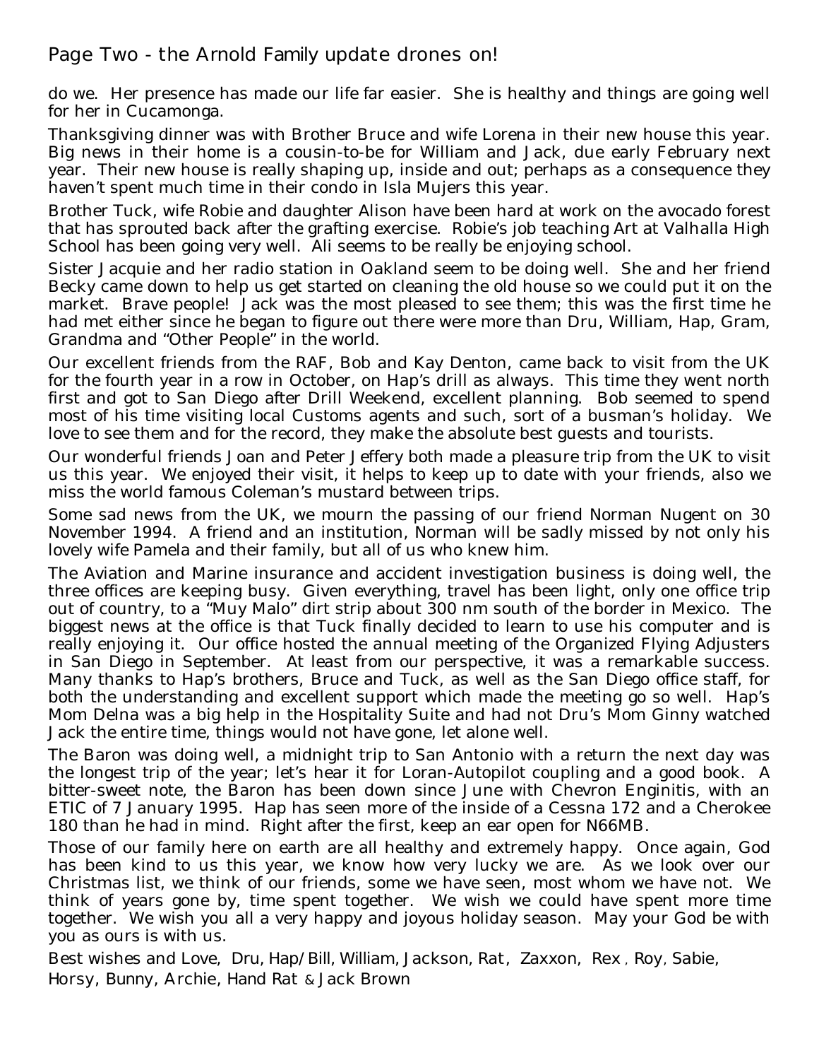Page Two - the Arnold Family update drones on!

do we. Her presence has made our life far easier. She is healthy and things are going well for her in Cucamonga.

Thanksgiving dinner was with Brother Bruce and wife Lorena in their new house this year. Big news in their home is a cousin-to-be for William and Jack, due early February next year. Their new house is really shaping up, inside and out; perhaps as a consequence they haven't spent much time in their condo in Isla Mujers this year.

Brother Tuck, wife Robie and daughter Alison have been hard at work on the avocado forest that has sprouted back after the grafting exercise. Robie's job teaching Art at Valhalla High School has been going very well. Ali seems to be really be enjoying school.

Sister Jacquie and her radio station in Oakland seem to be doing well. She and her friend Becky came down to help us get started on cleaning the old house so we could put it on the market. Brave people! Jack was the most pleased to see them; this was the first time he had met either since he began to figure out there were more than Dru, William, Hap, Gram, Grandma and "Other People" in the world.

Our excellent friends from the RAF, Bob and Kay Denton, came back to visit from the UK for the fourth year in a row in October, on Hap's drill as always. This time they went north first and got to San Diego after Drill Weekend, excellent planning. Bob seemed to spend most of his time visiting local Customs agents and such, sort of a busman's holiday. We love to see them and for the record, they make the absolute best guests and tourists.

Our wonderful friends Joan and Peter Jeffery both made a pleasure trip from the UK to visit us this year. We enjoyed their visit, it helps to keep up to date with your friends, also we miss the world famous Coleman's mustard between trips.

Some sad news from the UK, we mourn the passing of our friend Norman Nugent on 30 November 1994. A friend and an institution, Norman will be sadly missed by not only his lovely wife Pamela and their family, but all of us who knew him.

The Aviation and Marine insurance and accident investigation business is doing well, the three offices are keeping busy. Given everything, travel has been light, only one office trip out of country, to a "Muy Malo" dirt strip about 300 nm south of the border in Mexico. The biggest news at the office is that Tuck finally decided to learn to use his computer and is really enjoying it. Our office hosted the annual meeting of the Organized Flying Adjusters in San Diego in September. At least from our perspective, it was a remarkable success. Many thanks to Hap's brothers, Bruce and Tuck, as well as the San Diego office staff, for both the understanding and excellent support which made the meeting go so well. Hap's Mom Delna was a big help in the Hospitality Suite and had not Dru's Mom Ginny watched Jack the entire time, things would not have gone, let alone well.

The Baron was doing well, a midnight trip to San Antonio with a return the next day was the longest trip of the year; let's hear it for Loran-Autopilot coupling and a good book. A bitter-sweet note, the Baron has been down since June with Chevron Enginitis, with an ETIC of 7 January 1995. Hap has seen more of the inside of a Cessna 172 and a Cherokee 180 than he had in mind. Right after the first, keep an ear open for N66MB.

Those of our family here on earth are all healthy and extremely happy. Once again, God has been kind to us this year, we know how very lucky we are. As we look over our Christmas list, we think of our friends, some we have seen, most whom we have not. We think of years gone by, time spent together. We wish we could have spent more time together. We wish you all a very happy and joyous holiday season. May your God be with you as ours is with us.

Best wishes and Love, Dru, Hap/Bill, William, Jackson, Rat, Zaxxon, Rex, Roy, Sabie, Horsy, Bunny, Archie, Hand Rat & Jack Brown